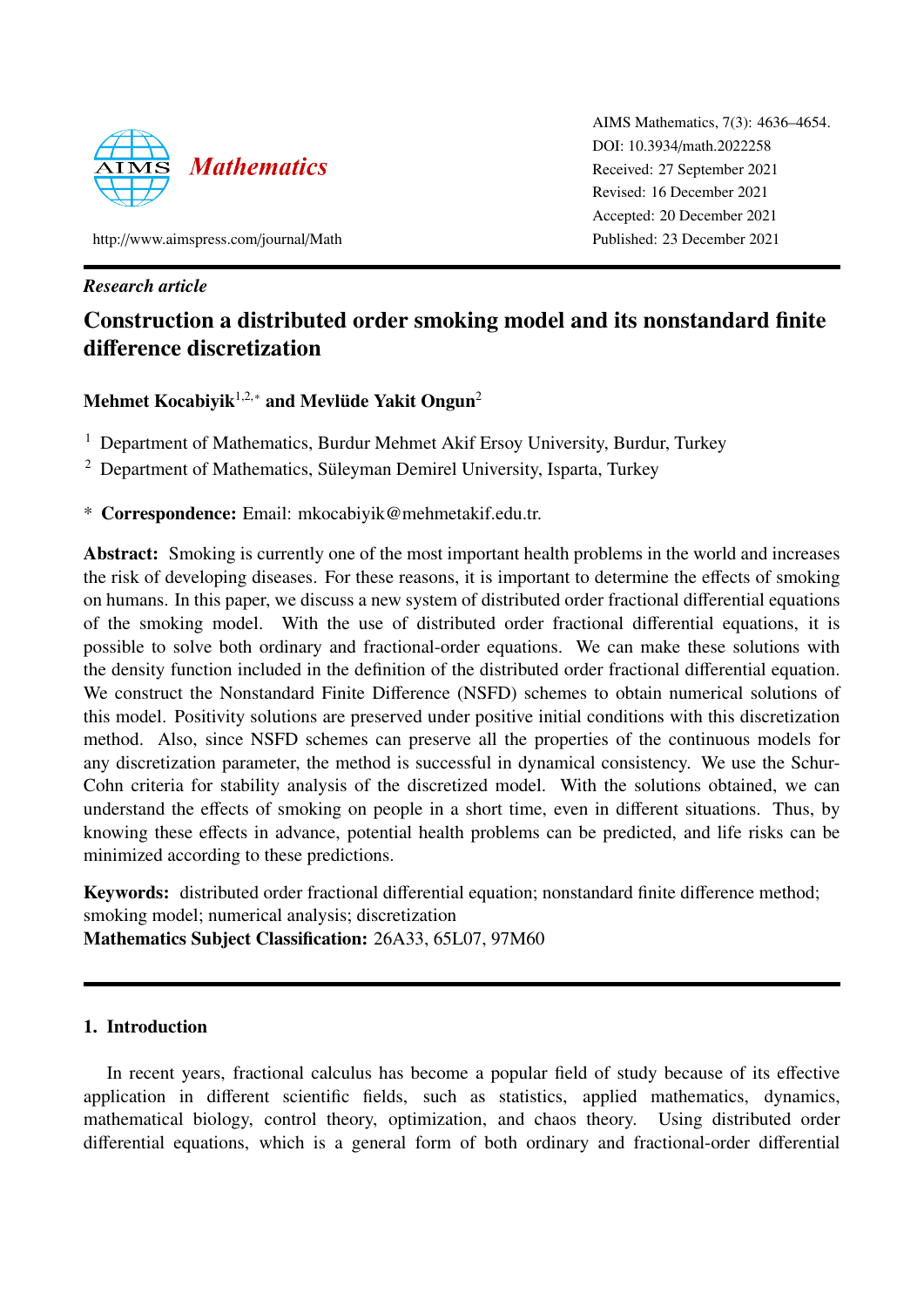AIMS Mathematics, 7(3): 4636–4654.
DOI: 10.3934/math.2022258
Received: 27 September 2021
Revised: 16 December 2021
Accepted: 20 December 2021
Published: 23 December 2021

http://www.aimspress.com/journal/Math

*Research article*

# Construction a distributed order smoking model and its nonstandard finite difference discretization

**Mehmet Kocabiyik[1,2,*] and Mevlüde Yakit Ongun[2]**

[1] Department of Mathematics, Burdur Mehmet Akif Ersoy University, Burdur, Turkey

[2] Department of Mathematics, Süleyman Demirel University, Isparta, Turkey

\* **Correspondence:** Email: mkocabiyik@mehmetakif.edu.tr.

**Abstract:** Smoking is currently one of the most important health problems in the world and increases the risk of developing diseases. For these reasons, it is important to determine the effects of smoking on humans. In this paper, we discuss a new system of distributed order fractional differential equations of the smoking model. With the use of distributed order fractional differential equations, it is possible to solve both ordinary and fractional-order equations. We can make these solutions with the density function included in the definition of the distributed order fractional differential equation. We construct the Nonstandard Finite Difference (NSFD) schemes to obtain numerical solutions of this model. Positivity solutions are preserved under positive initial conditions with this discretization method. Also, since NSFD schemes can preserve all the properties of the continuous models for any discretization parameter, the method is successful in dynamical consistency. We use the Schur-Cohn criteria for stability analysis of the discretized model. With the solutions obtained, we can understand the effects of smoking on people in a short time, even in different situations. Thus, by knowing these effects in advance, potential health problems can be predicted, and life risks can be minimized according to these predictions.

**Keywords:** distributed order fractional differential equation; nonstandard finite difference method; smoking model; numerical analysis; discretization
**Mathematics Subject Classification:** 26A33, 65L07, 97M60

## 1. Introduction

In recent years, fractional calculus has become a popular field of study because of its effective application in different scientific fields, such as statistics, applied mathematics, dynamics, mathematical biology, control theory, optimization, and chaos theory. Using distributed order differential equations, which is a general form of both ordinary and fractional-order differential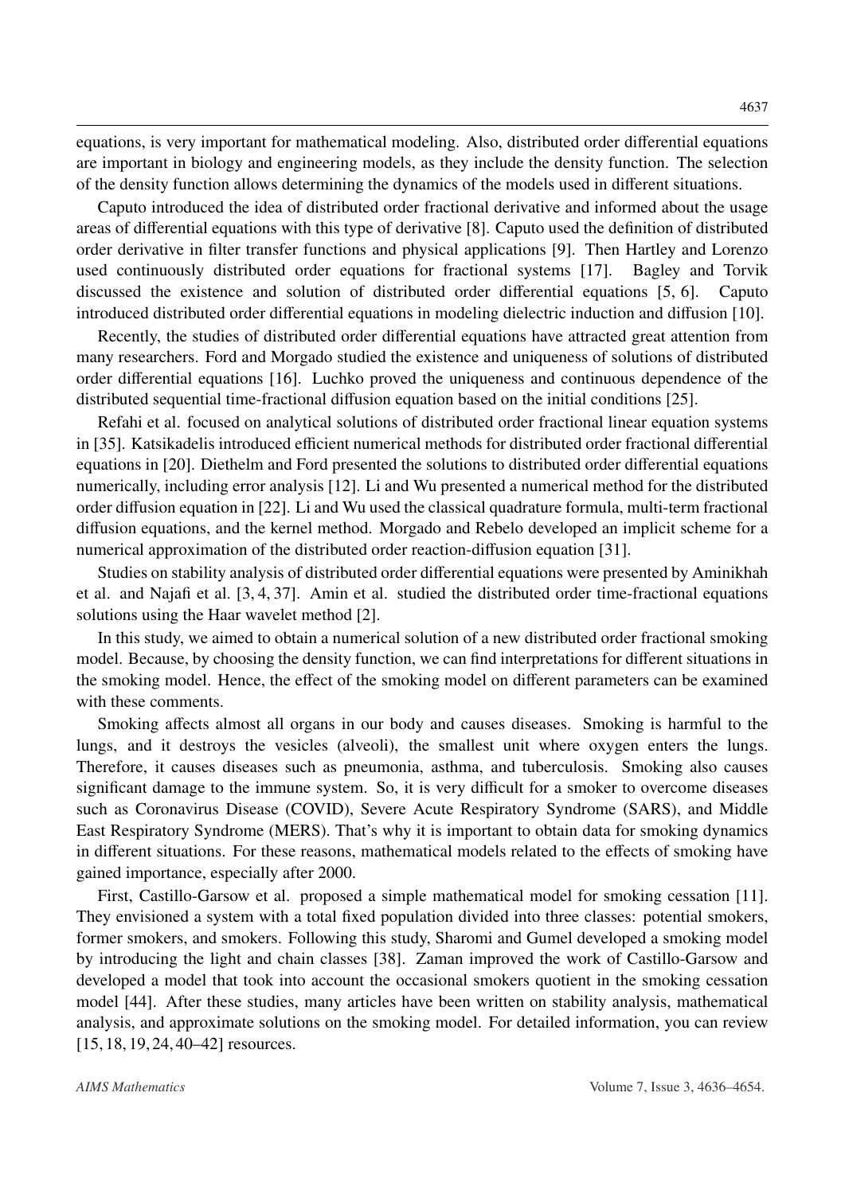equations, is very important for mathematical modeling. Also, distributed order differential equations are important in biology and engineering models, as they include the density function. The selection of the density function allows determining the dynamics of the models used in different situations.

Caputo introduced the idea of distributed order fractional derivative and informed about the usage areas of differential equations with this type of derivative [8]. Caputo used the definition of distributed order derivative in filter transfer functions and physical applications [9]. Then Hartley and Lorenzo used continuously distributed order equations for fractional systems [17]. Bagley and Torvik discussed the existence and solution of distributed order differential equations [5, 6]. Caputo introduced distributed order differential equations in modeling dielectric induction and diffusion [10].

Recently, the studies of distributed order differential equations have attracted great attention from many researchers. Ford and Morgado studied the existence and uniqueness of solutions of distributed order differential equations [16]. Luchko proved the uniqueness and continuous dependence of the distributed sequential time-fractional diffusion equation based on the initial conditions [25].

Refahi et al. focused on analytical solutions of distributed order fractional linear equation systems in [35]. Katsikadelis introduced efficient numerical methods for distributed order fractional differential equations in [20]. Diethelm and Ford presented the solutions to distributed order differential equations numerically, including error analysis [12]. Li and Wu presented a numerical method for the distributed order diffusion equation in [22]. Li and Wu used the classical quadrature formula, multi-term fractional diffusion equations, and the kernel method. Morgado and Rebelo developed an implicit scheme for a numerical approximation of the distributed order reaction-diffusion equation [31].

Studies on stability analysis of distributed order differential equations were presented by Aminikhah et al. and Najafi et al. [3, 4, 37]. Amin et al. studied the distributed order time-fractional equations solutions using the Haar wavelet method [2].

In this study, we aimed to obtain a numerical solution of a new distributed order fractional smoking model. Because, by choosing the density function, we can find interpretations for different situations in the smoking model. Hence, the effect of the smoking model on different parameters can be examined with these comments.

Smoking affects almost all organs in our body and causes diseases. Smoking is harmful to the lungs, and it destroys the vesicles (alveoli), the smallest unit where oxygen enters the lungs. Therefore, it causes diseases such as pneumonia, asthma, and tuberculosis. Smoking also causes significant damage to the immune system. So, it is very difficult for a smoker to overcome diseases such as Coronavirus Disease (COVID), Severe Acute Respiratory Syndrome (SARS), and Middle East Respiratory Syndrome (MERS). That's why it is important to obtain data for smoking dynamics in different situations. For these reasons, mathematical models related to the effects of smoking have gained importance, especially after 2000.

First, Castillo-Garsow et al. proposed a simple mathematical model for smoking cessation [11]. They envisioned a system with a total fixed population divided into three classes: potential smokers, former smokers, and smokers. Following this study, Sharomi and Gumel developed a smoking model by introducing the light and chain classes [38]. Zaman improved the work of Castillo-Garsow and developed a model that took into account the occasional smokers quotient in the smoking cessation model [44]. After these studies, many articles have been written on stability analysis, mathematical analysis, and approximate solutions on the smoking model. For detailed information, you can review [15, 18, 19, 24, 40–42] resources.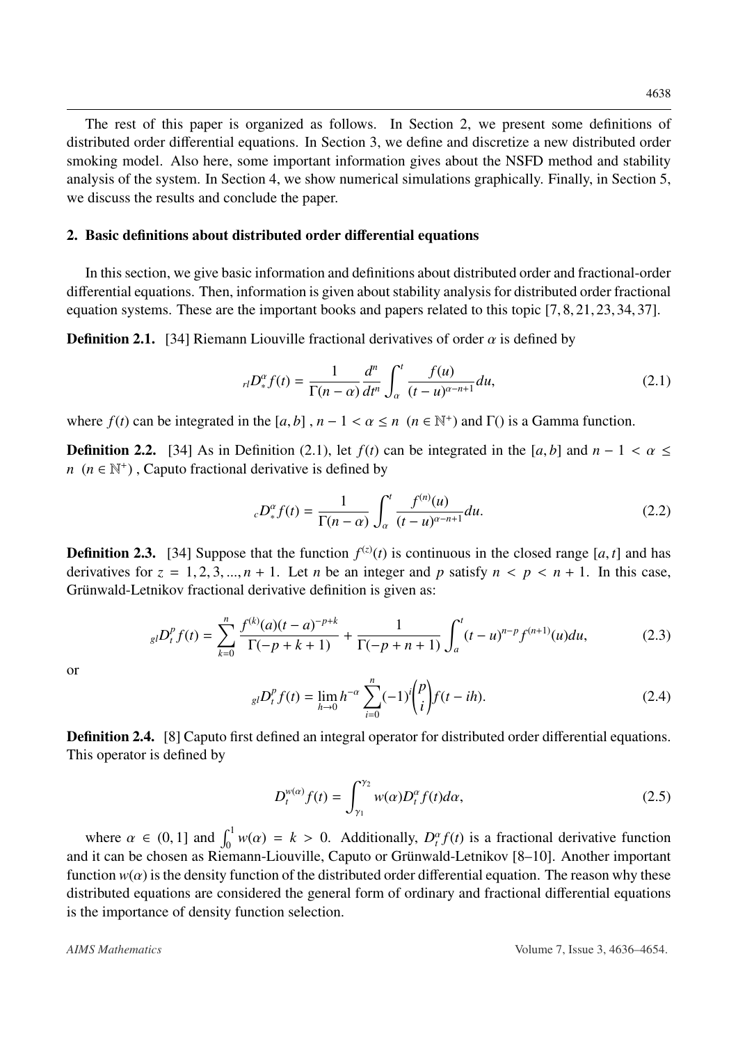The rest of this paper is organized as follows. In Section 2, we present some definitions of distributed order differential equations. In Section 3, we define and discretize a new distributed order smoking model. Also here, some important information gives about the NSFD method and stability analysis of the system. In Section 4, we show numerical simulations graphically. Finally, in Section 5, we discuss the results and conclude the paper.

## 2. Basic definitions about distributed order differential equations

In this section, we give basic information and definitions about distributed order and fractional-order differential equations. Then, information is given about stability analysis for distributed order fractional equation systems. These are the important books and papers related to this topic [7, 8, 21, 23, 34, 37].

**Definition 2.1.** [34] Riemann Liouville fractional derivatives of order $\alpha$ is defined by

$$
{}_{rl}D_{*}^{\alpha} f(t) = \frac{1}{\Gamma(n-\alpha)} \frac{d^n}{dt^n} \int_{\alpha}^{t} \frac{f(u)}{(t-u)^{\alpha-n+1}} du, \tag{2.1}
$$

where $f(t)$ can be integrated in the $[a, b]$ , $n-1 < \alpha \leq n$ $(n \in \mathbb{N}^{+})$ and $\Gamma()$ is a Gamma function.

**Definition 2.2.** [34] As in Definition (2.1), let $f(t)$ can be integrated in the $[a, b]$ and $n-1 < \alpha \leq n$ $(n \in \mathbb{N}^{+})$ , Caputo fractional derivative is defined by

$$
{}_{c}D_{*}^{\alpha} f(t) = \frac{1}{\Gamma(n-\alpha)} \int_{\alpha}^{t} \frac{f^{(n)}(u)}{(t-u)^{\alpha-n+1}} du. \tag{2.2}
$$

**Definition 2.3.** [34] Suppose that the function $f^{(z)}(t)$ is continuous in the closed range $[a, t]$ and has derivatives for $z = 1, 2, 3, ..., n+1$. Let $n$ be an integer and $p$ satisfy $n < p < n+1$. In this case, Grünwald-Letnikov fractional derivative definition is given as:

$$
{}_{gl}D_{t}^{p} f(t) = \sum_{k=0}^{n} \frac{f^{(k)}(a)(t-a)^{-p+k}}{\Gamma(-p+k+1)} + \frac{1}{\Gamma(-p+n+1)} \int_{a}^{t} (t-u)^{n-p} f^{(n+1)}(u) du, \tag{2.3}
$$

or

$$
{}_{gl}D_{t}^{p} f(t) = \lim_{h \to 0} h^{-\alpha} \sum_{i=0}^{n} (-1)^{i} \binom{p}{i} f(t-ih). \tag{2.4}
$$

**Definition 2.4.** [8] Caputo first defined an integral operator for distributed order differential equations. This operator is defined by

$$
D_{t}^{w(\alpha)} f(t) = \int_{\gamma_1}^{\gamma_2} w(\alpha) D_{t}^{\alpha} f(t) d\alpha, \tag{2.5}
$$

where $\alpha \in (0, 1]$ and $\int_0^1 w(\alpha) = k > 0$. Additionally, $D_t^{\alpha} f(t)$ is a fractional derivative function and it can be chosen as Riemann-Liouville, Caputo or Grünwald-Letnikov [8–10]. Another important function $w(\alpha)$ is the density function of the distributed order differential equation. The reason why these distributed equations are considered the general form of ordinary and fractional differential equations is the importance of density function selection.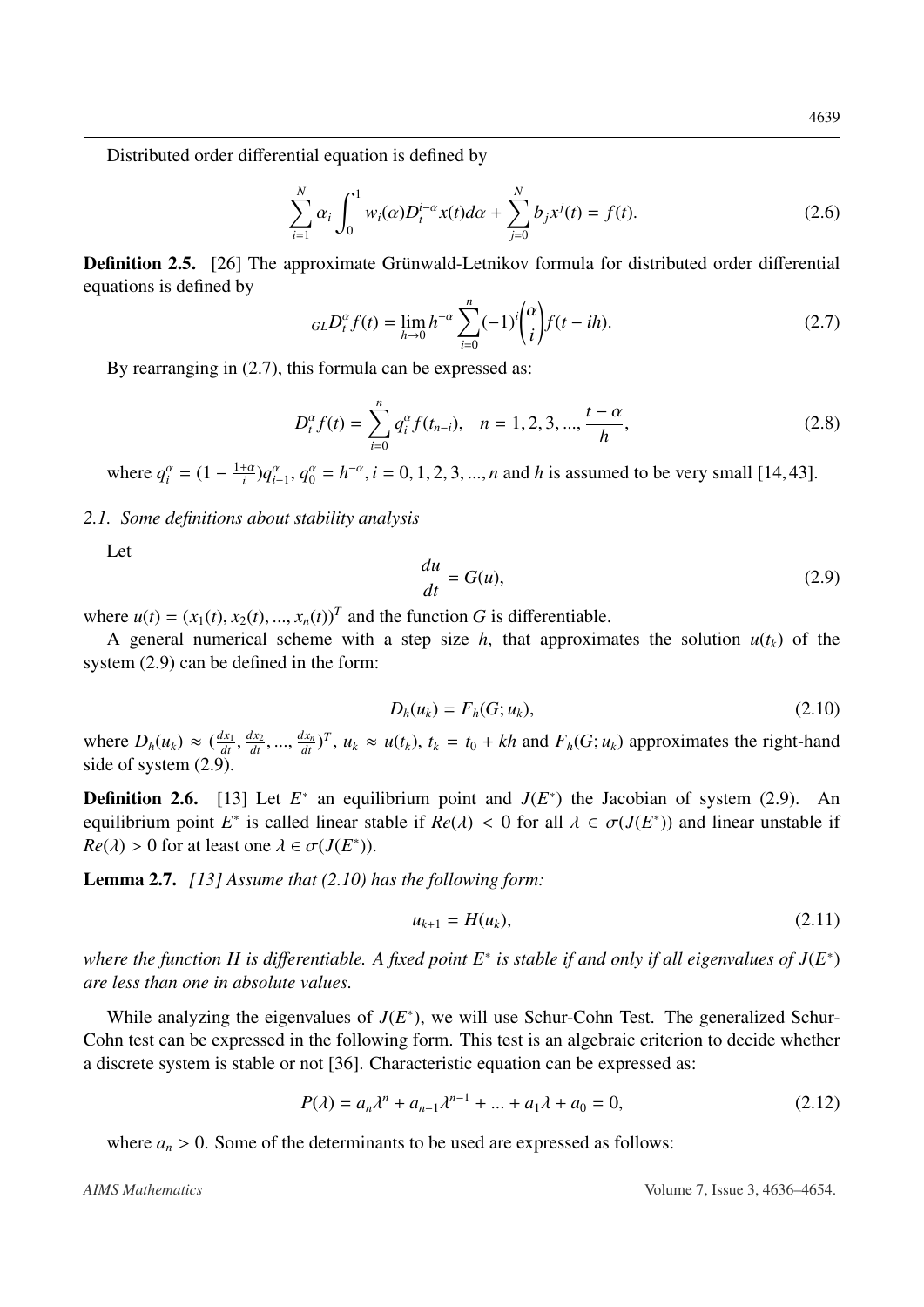Distributed order differential equation is defined by

$$\sum_{i=1}^{N} \alpha_i \int_0^1 w_i(\alpha) D_t^{i-\alpha} x(t) d\alpha + \sum_{j=0}^{N} b_j x^j(t) = f(t). \tag{2.6}$$

**Definition 2.5.** [26] The approximate Grünwald-Letnikov formula for distributed order differential equations is defined by

$$_{GL}D_t^{\alpha} f(t) = \lim_{h \to 0} h^{-\alpha} \sum_{i=0}^{n} (-1)^i \binom{\alpha}{i} f(t - ih). \tag{2.7}$$

By rearranging in (2.7), this formula can be expressed as:

$$D_t^{\alpha} f(t) = \sum_{i=0}^{n} q_i^{\alpha} f(t_{n-i}), \quad n = 1, 2, 3, ..., \frac{t-\alpha}{h}, \tag{2.8}$$

where $q_i^{\alpha} = (1 - \frac{1+\alpha}{i}) q_{i-1}^{\alpha}$, $q_0^{\alpha} = h^{-\alpha}$, $i = 0, 1, 2, 3, ..., n$ and $h$ is assumed to be very small [14, 43].

### *2.1. Some definitions about stability analysis*

Let

$$\frac{du}{dt} = G(u), \tag{2.9}$$

where $u(t) = (x_1(t), x_2(t), ..., x_n(t))^T$ and the function $G$ is differentiable.

A general numerical scheme with a step size $h$, that approximates the solution $u(t_k)$ of the system (2.9) can be defined in the form:

$$D_h(u_k) = F_h(G; u_k), \tag{2.10}$$

where $D_h(u_k) \approx (\frac{dx_1}{dt}, \frac{dx_2}{dt}, ..., \frac{dx_n}{dt})^T$, $u_k \approx u(t_k)$, $t_k = t_0 + kh$ and $F_h(G; u_k)$ approximates the right-hand side of system (2.9).

**Definition 2.6.** [13] Let $E^*$ an equilibrium point and $J(E^*)$ the Jacobian of system (2.9). An equilibrium point $E^*$ is called linear stable if $Re(\lambda) < 0$ for all $\lambda \in \sigma(J(E^*))$ and linear unstable if $Re(\lambda) > 0$ for at least one $\lambda \in \sigma(J(E^*))$.

**Lemma 2.7.** *[13] Assume that (2.10) has the following form:*

$$u_{k+1} = H(u_k), \tag{2.11}$$

*where the function $H$ is differentiable. A fixed point $E^*$ is stable if and only if all eigenvalues of $J(E^*)$ are less than one in absolute values.*

While analyzing the eigenvalues of $J(E^*)$, we will use Schur-Cohn Test. The generalized Schur-Cohn test can be expressed in the following form. This test is an algebraic criterion to decide whether a discrete system is stable or not [36]. Characteristic equation can be expressed as:

$$P(\lambda) = a_n \lambda^n + a_{n-1} \lambda^{n-1} + ... + a_1 \lambda + a_0 = 0, \tag{2.12}$$

where $a_n > 0$. Some of the determinants to be used are expressed as follows: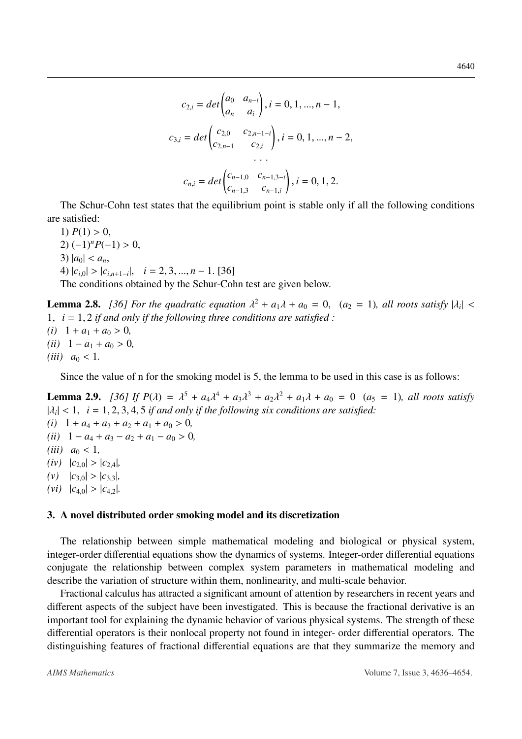$$c_{2,i} = det\begin{pmatrix} a_0 & a_{n-i} \\ a_n & a_i \end{pmatrix}, i = 0, 1, ..., n-1,$$

$$c_{3,i} = det\begin{pmatrix} c_{2,0} & c_{2,n-1-i} \\ c_{2,n-1} & c_{2,i} \end{pmatrix}, i = 0, 1, ..., n-2,$$

$$\cdots$$

$$c_{n,i} = det\begin{pmatrix} c_{n-1,0} & c_{n-1,3-i} \\ c_{n-1,3} & c_{n-1,i} \end{pmatrix}, i = 0, 1, 2.$$

The Schur-Cohn test states that the equilibrium point is stable only if all the following conditions are satisfied:

1) $P(1) > 0$,

2) $(-1)^n P(-1) > 0$,

3) $|a_0| < a_n$,

4) $|c_{i,0}| > |c_{i,n+1-i}|, \quad i = 2, 3, ..., n-1$. [36]

The conditions obtained by the Schur-Cohn test are given below.

**Lemma 2.8.** *[36] For the quadratic equation $\lambda^2 + a_1\lambda + a_0 = 0, \ (a_2 = 1)$, all roots satisfy $|\lambda_i| < 1, \ i = 1, 2$ if and only if the following three conditions are satisfied :*

*(i)* $1 + a_1 + a_0 > 0$,

*(ii)* $1 - a_1 + a_0 > 0$,

*(iii)* $a_0 < 1$.

Since the value of n for the smoking model is 5, the lemma to be used in this case is as follows:

**Lemma 2.9.** *[36] If $P(\lambda) = \lambda^5 + a_4\lambda^4 + a_3\lambda^3 + a_2\lambda^2 + a_1\lambda + a_0 = 0 \ (a_5 = 1)$, all roots satisfy $|\lambda_i| < 1, \ i = 1, 2, 3, 4, 5$ if and only if the following six conditions are satisfied:*

*(i)* $1 + a_4 + a_3 + a_2 + a_1 + a_0 > 0$,

*(ii)* $1 - a_4 + a_3 - a_2 + a_1 - a_0 > 0$,

*(iii)* $a_0 < 1$,

*(iv)* $|c_{2,0}| > |c_{2,4}|$,

*(v)* $|c_{3,0}| > |c_{3,3}|$,

*(vi)* $|c_{4,0}| > |c_{4,2}|$.

## 3. A novel distributed order smoking model and its discretization

The relationship between simple mathematical modeling and biological or physical system, integer-order differential equations show the dynamics of systems. Integer-order differential equations conjugate the relationship between complex system parameters in mathematical modeling and describe the variation of structure within them, nonlinearity, and multi-scale behavior.

Fractional calculus has attracted a significant amount of attention by researchers in recent years and different aspects of the subject have been investigated. This is because the fractional derivative is an important tool for explaining the dynamic behavior of various physical systems. The strength of these differential operators is their nonlocal property not found in integer- order differential operators. The distinguishing features of fractional differential equations are that they summarize the memory and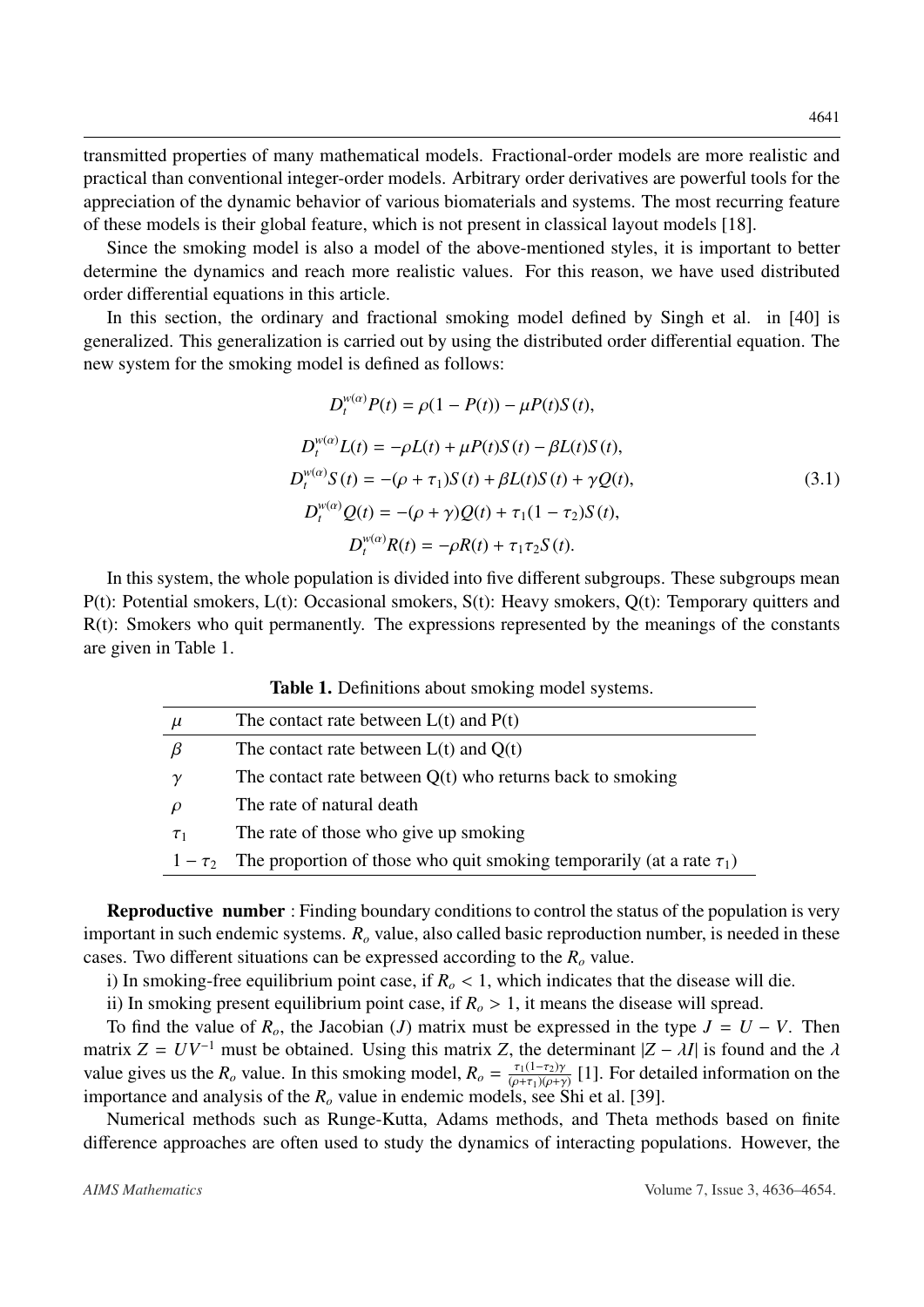transmitted properties of many mathematical models. Fractional-order models are more realistic and practical than conventional integer-order models. Arbitrary order derivatives are powerful tools for the appreciation of the dynamic behavior of various biomaterials and systems. The most recurring feature of these models is their global feature, which is not present in classical layout models [18].

Since the smoking model is also a model of the above-mentioned styles, it is important to better determine the dynamics and reach more realistic values. For this reason, we have used distributed order differential equations in this article.

In this section, the ordinary and fractional smoking model defined by Singh et al. in [40] is generalized. This generalization is carried out by using the distributed order differential equation. The new system for the smoking model is defined as follows:

$$
\begin{aligned}
D_t^{w(\alpha)}P(t) &= \rho(1-P(t)) - \mu P(t)S(t),\\
D_t^{w(\alpha)}L(t) &= -\rho L(t) + \mu P(t)S(t) - \beta L(t)S(t),\\
D_t^{w(\alpha)}S(t) &= -(\rho+\tau_1)S(t) + \beta L(t)S(t) + \gamma Q(t),\\
D_t^{w(\alpha)}Q(t) &= -(\rho+\gamma)Q(t) + \tau_1(1-\tau_2)S(t),\\
D_t^{w(\alpha)}R(t) &= -\rho R(t) + \tau_1\tau_2 S(t).
\end{aligned}
\tag{3.1}
$$

In this system, the whole population is divided into five different subgroups. These subgroups mean P(t): Potential smokers, L(t): Occasional smokers, S(t): Heavy smokers, Q(t): Temporary quitters and R(t): Smokers who quit permanently. The expressions represented by the meanings of the constants are given in Table 1.

**Table 1.** Definitions about smoking model systems.

| | |
|---|---|
| $\mu$ | The contact rate between L(t) and P(t) |
| $\beta$ | The contact rate between L(t) and Q(t) |
| $\gamma$ | The contact rate between Q(t) who returns back to smoking |
| $\rho$ | The rate of natural death |
| $\tau_1$ | The rate of those who give up smoking |
| $1-\tau_2$ | The proportion of those who quit smoking temporarily (at a rate $\tau_1$) |

**Reproductive number** : Finding boundary conditions to control the status of the population is very important in such endemic systems. $R_o$ value, also called basic reproduction number, is needed in these cases. Two different situations can be expressed according to the $R_o$ value.

i) In smoking-free equilibrium point case, if $R_o < 1$, which indicates that the disease will die.

ii) In smoking present equilibrium point case, if $R_o > 1$, it means the disease will spread.

To find the value of $R_o$, the Jacobian ($J$) matrix must be expressed in the type $J = U - V$. Then matrix $Z = UV^{-1}$ must be obtained. Using this matrix $Z$, the determinant $|Z - \lambda I|$ is found and the $\lambda$ value gives us the $R_o$ value. In this smoking model, $R_o = \frac{\tau_1(1-\tau_2)\gamma}{(\rho+\tau_1)(\rho+\gamma)}$ [1]. For detailed information on the importance and analysis of the $R_o$ value in endemic models, see Shi et al. [39].

Numerical methods such as Runge-Kutta, Adams methods, and Theta methods based on finite difference approaches are often used to study the dynamics of interacting populations. However, the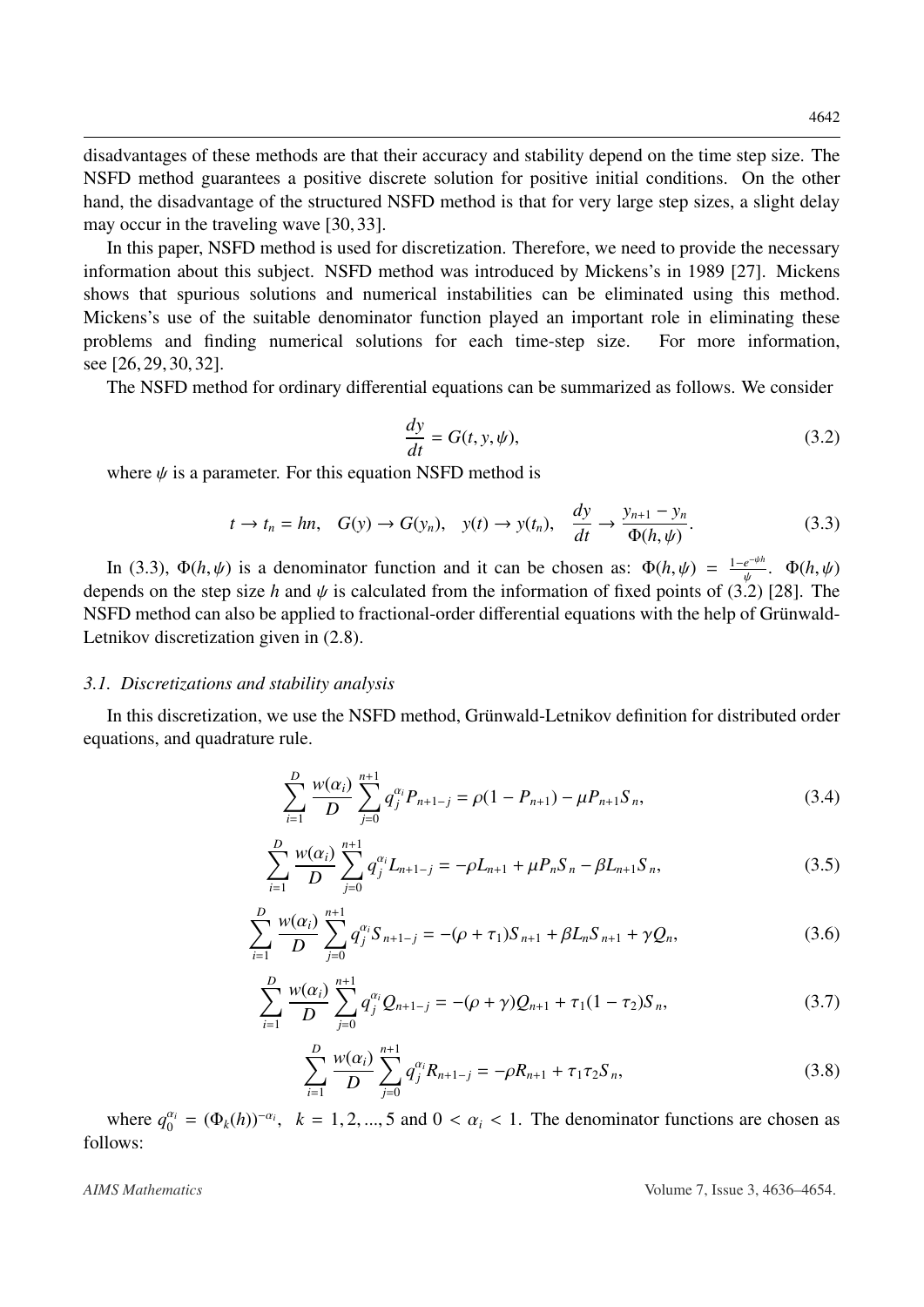disadvantages of these methods are that their accuracy and stability depend on the time step size. The NSFD method guarantees a positive discrete solution for positive initial conditions. On the other hand, the disadvantage of the structured NSFD method is that for very large step sizes, a slight delay may occur in the traveling wave [30, 33].

In this paper, NSFD method is used for discretization. Therefore, we need to provide the necessary information about this subject. NSFD method was introduced by Mickens's in 1989 [27]. Mickens shows that spurious solutions and numerical instabilities can be eliminated using this method. Mickens's use of the suitable denominator function played an important role in eliminating these problems and finding numerical solutions for each time-step size. For more information, see [26, 29, 30, 32].

The NSFD method for ordinary differential equations can be summarized as follows. We consider

$$\frac{dy}{dt} = G(t, y, \psi), \tag{3.2}$$

where $\psi$ is a parameter. For this equation NSFD method is

$$t \to t_n = hn, \quad G(y) \to G(y_n), \quad y(t) \to y(t_n), \quad \frac{dy}{dt} \to \frac{y_{n+1} - y_n}{\Phi(h, \psi)}. \tag{3.3}$$

In (3.3), $\Phi(h, \psi)$ is a denominator function and it can be chosen as: $\Phi(h, \psi) = \frac{1-e^{-\psi h}}{\psi}$. $\Phi(h, \psi)$ depends on the step size $h$ and $\psi$ is calculated from the information of fixed points of (3.2) [28]. The NSFD method can also be applied to fractional-order differential equations with the help of Grünwald-Letnikov discretization given in (2.8).

### 3.1. Discretizations and stability analysis

In this discretization, we use the NSFD method, Grünwald-Letnikov definition for distributed order equations, and quadrature rule.

$$\sum_{i=1}^{D} \frac{w(\alpha_i)}{D} \sum_{j=0}^{n+1} q_j^{\alpha_i} P_{n+1-j} = \rho(1 - P_{n+1}) - \mu P_{n+1} S_n, \tag{3.4}$$

$$\sum_{i=1}^{D} \frac{w(\alpha_i)}{D} \sum_{j=0}^{n+1} q_j^{\alpha_i} L_{n+1-j} = -\rho L_{n+1} + \mu P_n S_n - \beta L_{n+1} S_n, \tag{3.5}$$

$$\sum_{i=1}^{D} \frac{w(\alpha_i)}{D} \sum_{j=0}^{n+1} q_j^{\alpha_i} S_{n+1-j} = -(\rho + \tau_1) S_{n+1} + \beta L_n S_{n+1} + \gamma Q_n, \tag{3.6}$$

$$\sum_{i=1}^{D} \frac{w(\alpha_i)}{D} \sum_{j=0}^{n+1} q_j^{\alpha_i} Q_{n+1-j} = -(\rho + \gamma) Q_{n+1} + \tau_1(1 - \tau_2) S_n, \tag{3.7}$$

$$\sum_{i=1}^{D} \frac{w(\alpha_i)}{D} \sum_{j=0}^{n+1} q_j^{\alpha_i} R_{n+1-j} = -\rho R_{n+1} + \tau_1 \tau_2 S_n, \tag{3.8}$$

where $q_0^{\alpha_i} = (\Phi_k(h))^{-\alpha_i}$, $k = 1, 2, ..., 5$ and $0 < \alpha_i < 1$. The denominator functions are chosen as follows: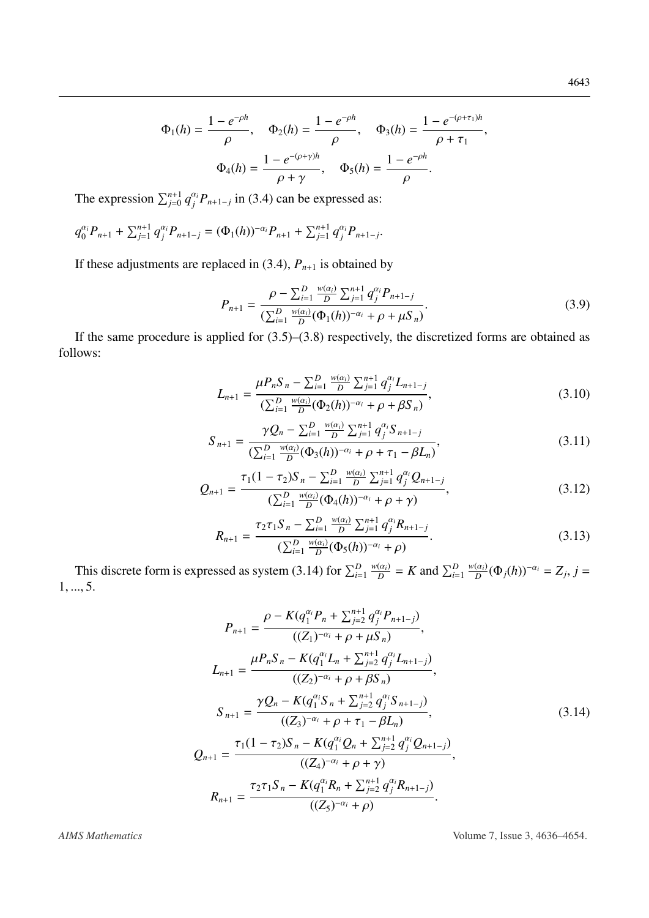$$\Phi_1(h) = \frac{1 - e^{-\rho h}}{\rho}, \quad \Phi_2(h) = \frac{1 - e^{-\rho h}}{\rho}, \quad \Phi_3(h) = \frac{1 - e^{-(\rho+\tau_1)h}}{\rho + \tau_1},$$

$$\Phi_4(h) = \frac{1 - e^{-(\rho+\gamma)h}}{\rho + \gamma}, \quad \Phi_5(h) = \frac{1 - e^{-\rho h}}{\rho}.$$

The expression $\sum_{j=0}^{n+1} q_j^{\alpha_i} P_{n+1-j}$ in (3.4) can be expressed as:

$q_0^{\alpha_i} P_{n+1} + \sum_{j=1}^{n+1} q_j^{\alpha_i} P_{n+1-j} = (\Phi_1(h))^{-\alpha_i} P_{n+1} + \sum_{j=1}^{n+1} q_j^{\alpha_i} P_{n+1-j}$.

If these adjustments are replaced in (3.4), $P_{n+1}$ is obtained by

$$P_{n+1} = \frac{\rho - \sum_{i=1}^{D} \frac{w(\alpha_i)}{D} \sum_{j=1}^{n+1} q_j^{\alpha_i} P_{n+1-j}}{(\sum_{i=1}^{D} \frac{w(\alpha_i)}{D} (\Phi_1(h))^{-\alpha_i} + \rho + \mu S_n)}. \tag{3.9}$$

If the same procedure is applied for (3.5)–(3.8) respectively, the discretized forms are obtained as follows:

$$L_{n+1} = \frac{\mu P_n S_n - \sum_{i=1}^{D} \frac{w(\alpha_i)}{D} \sum_{j=1}^{n+1} q_j^{\alpha_i} L_{n+1-j}}{(\sum_{i=1}^{D} \frac{w(\alpha_i)}{D} (\Phi_2(h))^{-\alpha_i} + \rho + \beta S_n)}, \tag{3.10}$$

$$S_{n+1} = \frac{\gamma Q_n - \sum_{i=1}^{D} \frac{w(\alpha_i)}{D} \sum_{j=1}^{n+1} q_j^{\alpha_i} S_{n+1-j}}{(\sum_{i=1}^{D} \frac{w(\alpha_i)}{D} (\Phi_3(h))^{-\alpha_i} + \rho + \tau_1 - \beta L_n)}, \tag{3.11}$$

$$Q_{n+1} = \frac{\tau_1(1-\tau_2) S_n - \sum_{i=1}^{D} \frac{w(\alpha_i)}{D} \sum_{j=1}^{n+1} q_j^{\alpha_i} Q_{n+1-j}}{(\sum_{i=1}^{D} \frac{w(\alpha_i)}{D} (\Phi_4(h))^{-\alpha_i} + \rho + \gamma)}, \tag{3.12}$$

$$R_{n+1} = \frac{\tau_2 \tau_1 S_n - \sum_{i=1}^{D} \frac{w(\alpha_i)}{D} \sum_{j=1}^{n+1} q_j^{\alpha_i} R_{n+1-j}}{(\sum_{i=1}^{D} \frac{w(\alpha_i)}{D} (\Phi_5(h))^{-\alpha_i} + \rho)}. \tag{3.13}$$

This discrete form is expressed as system (3.14) for $\sum_{i=1}^{D} \frac{w(\alpha_i)}{D} = K$ and $\sum_{i=1}^{D} \frac{w(\alpha_i)}{D} (\Phi_j(h))^{-\alpha_i} = Z_j$, $j = 1, ..., 5$.

$$\begin{aligned}
P_{n+1} &= \frac{\rho - K(q_1^{\alpha_i} P_n + \sum_{j=2}^{n+1} q_j^{\alpha_i} P_{n+1-j})}{((Z_1)^{-\alpha_i} + \rho + \mu S_n)}, \\
L_{n+1} &= \frac{\mu P_n S_n - K(q_1^{\alpha_i} L_n + \sum_{j=2}^{n+1} q_j^{\alpha_i} L_{n+1-j})}{((Z_2)^{-\alpha_i} + \rho + \beta S_n)}, \\
S_{n+1} &= \frac{\gamma Q_n - K(q_1^{\alpha_i} S_n + \sum_{j=2}^{n+1} q_j^{\alpha_i} S_{n+1-j})}{((Z_3)^{-\alpha_i} + \rho + \tau_1 - \beta L_n)}, \\
Q_{n+1} &= \frac{\tau_1(1-\tau_2) S_n - K(q_1^{\alpha_i} Q_n + \sum_{j=2}^{n+1} q_j^{\alpha_i} Q_{n+1-j})}{((Z_4)^{-\alpha_i} + \rho + \gamma)}, \\
R_{n+1} &= \frac{\tau_2 \tau_1 S_n - K(q_1^{\alpha_i} R_n + \sum_{j=2}^{n+1} q_j^{\alpha_i} R_{n+1-j})}{((Z_5)^{-\alpha_i} + \rho)}.
\end{aligned} \tag{3.14}$$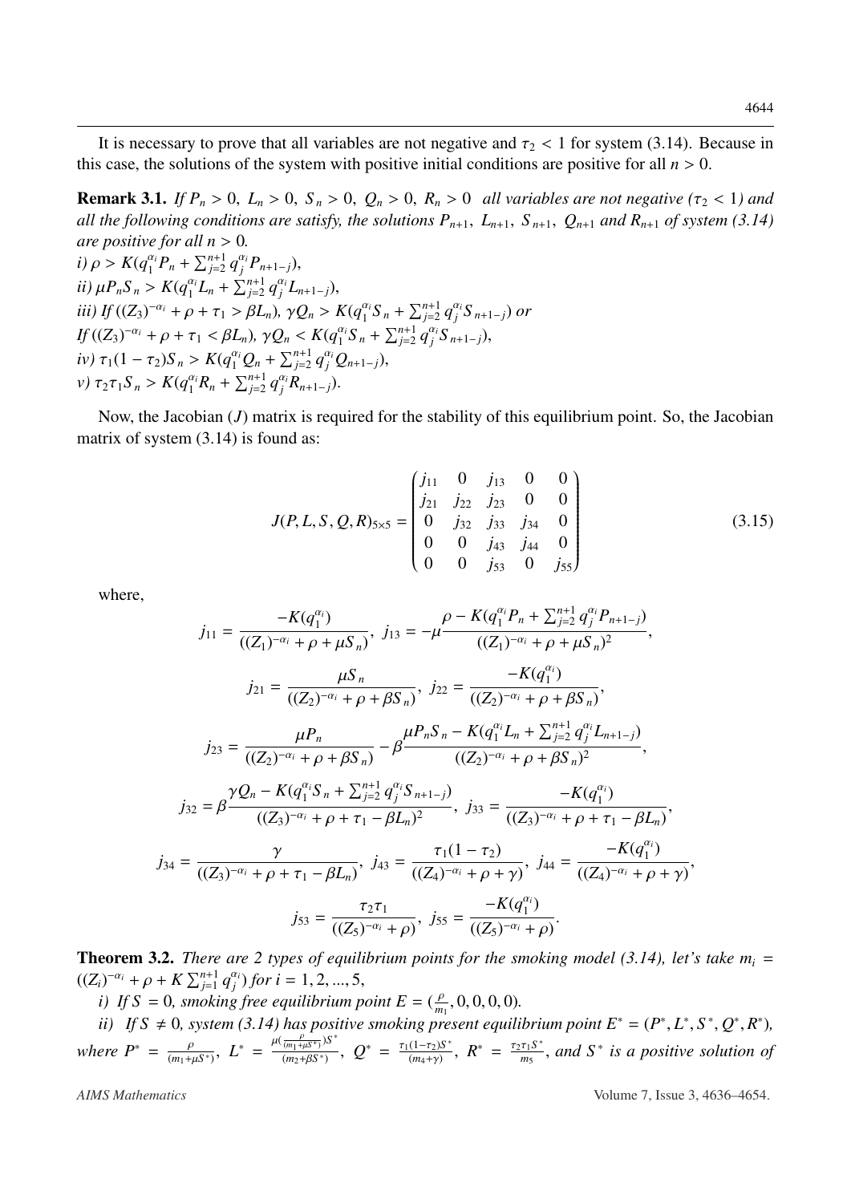It is necessary to prove that all variables are not negative and $\tau_2 < 1$ for system (3.14). Because in this case, the solutions of the system with positive initial conditions are positive for all $n > 0$.

**Remark 3.1.** *If $P_n > 0,\ L_n > 0,\ S_n > 0,\ Q_n > 0,\ R_n > 0$ all variables are not negative ($\tau_2 < 1$) and all the following conditions are satisfy, the solutions $P_{n+1},\ L_{n+1},\ S_{n+1},\ Q_{n+1}$ and $R_{n+1}$ of system (3.14) are positive for all $n > 0$.*

*i) $\rho > K(q_1^{\alpha_i} P_n + \sum_{j=2}^{n+1} q_j^{\alpha_i} P_{n+1-j})$,*

*ii) $\mu P_n S_n > K(q_1^{\alpha_i} L_n + \sum_{j=2}^{n+1} q_j^{\alpha_i} L_{n+1-j})$,*

*iii) If $((Z_3)^{-\alpha_i} + \rho + \tau_1 > \beta L_n)$, $\gamma Q_n > K(q_1^{\alpha_i} S_n + \sum_{j=2}^{n+1} q_j^{\alpha_i} S_{n+1-j})$ or If $((Z_3)^{-\alpha_i} + \rho + \tau_1 < \beta L_n)$, $\gamma Q_n < K(q_1^{\alpha_i} S_n + \sum_{j=2}^{n+1} q_j^{\alpha_i} S_{n+1-j})$,*

*iv) $\tau_1(1-\tau_2) S_n > K(q_1^{\alpha_i} Q_n + \sum_{j=2}^{n+1} q_j^{\alpha_i} Q_{n+1-j})$,*

*v) $\tau_2 \tau_1 S_n > K(q_1^{\alpha_i} R_n + \sum_{j=2}^{n+1} q_j^{\alpha_i} R_{n+1-j})$.*

Now, the Jacobian ($J$) matrix is required for the stability of this equilibrium point. So, the Jacobian matrix of system (3.14) is found as:

$$
J(P, L, S, Q, R)_{5\times 5} = \begin{pmatrix} j_{11} & 0 & j_{13} & 0 & 0 \\ j_{21} & j_{22} & j_{23} & 0 & 0 \\ 0 & j_{32} & j_{33} & j_{34} & 0 \\ 0 & 0 & j_{43} & j_{44} & 0 \\ 0 & 0 & j_{53} & 0 & j_{55} \end{pmatrix} \tag{3.15}
$$

where,

$$
j_{11} = \frac{-K(q_1^{\alpha_i})}{((Z_1)^{-\alpha_i} + \rho + \mu S_n)},\ j_{13} = -\mu \frac{\rho - K(q_1^{\alpha_i} P_n + \sum_{j=2}^{n+1} q_j^{\alpha_i} P_{n+1-j})}{((Z_1)^{-\alpha_i} + \rho + \mu S_n)^2},
$$

$$
j_{21} = \frac{\mu S_n}{((Z_2)^{-\alpha_i} + \rho + \beta S_n)},\ j_{22} = \frac{-K(q_1^{\alpha_i})}{((Z_2)^{-\alpha_i} + \rho + \beta S_n)},
$$

$$
j_{23} = \frac{\mu P_n}{((Z_2)^{-\alpha_i} + \rho + \beta S_n)} - \beta \frac{\mu P_n S_n - K(q_1^{\alpha_i} L_n + \sum_{j=2}^{n+1} q_j^{\alpha_i} L_{n+1-j})}{((Z_2)^{-\alpha_i} + \rho + \beta S_n)^2},
$$

$$
j_{32} = \beta \frac{\gamma Q_n - K(q_1^{\alpha_i} S_n + \sum_{j=2}^{n+1} q_j^{\alpha_i} S_{n+1-j})}{((Z_3)^{-\alpha_i} + \rho + \tau_1 - \beta L_n)^2},\ j_{33} = \frac{-K(q_1^{\alpha_i})}{((Z_3)^{-\alpha_i} + \rho + \tau_1 - \beta L_n)},
$$

$$
j_{34} = \frac{\gamma}{((Z_3)^{-\alpha_i} + \rho + \tau_1 - \beta L_n)},\ j_{43} = \frac{\tau_1(1-\tau_2)}{((Z_4)^{-\alpha_i} + \rho + \gamma)},\ j_{44} = \frac{-K(q_1^{\alpha_i})}{((Z_4)^{-\alpha_i} + \rho + \gamma)},
$$

$$
j_{53} = \frac{\tau_2 \tau_1}{((Z_5)^{-\alpha_i} + \rho)},\ j_{55} = \frac{-K(q_1^{\alpha_i})}{((Z_5)^{-\alpha_i} + \rho)}.
$$

**Theorem 3.2.** *There are 2 types of equilibrium points for the smoking model (3.14), let's take $m_i = ((Z_i)^{-\alpha_i} + \rho + K \sum_{j=1}^{n+1} q_j^{\alpha_i})$ for $i = 1, 2, ..., 5$,*

*i) If $S = 0$, smoking free equilibrium point $E = (\frac{\rho}{m_1}, 0, 0, 0, 0)$.*

*ii) If $S \neq 0$, system (3.14) has positive smoking present equilibrium point $E^* = (P^*, L^*, S^*, Q^*, R^*)$, where $P^* = \frac{\rho}{(m_1 + \mu S^*)}$, $L^* = \frac{\mu(\frac{\rho}{(m_1 + \mu S^*)}) S^*}{(m_2 + \beta S^*)}$, $Q^* = \frac{\tau_1(1-\tau_2) S^*}{(m_4 + \gamma)}$, $R^* = \frac{\tau_2 \tau_1 S^*}{m_5}$, and $S^*$ is a positive solution of*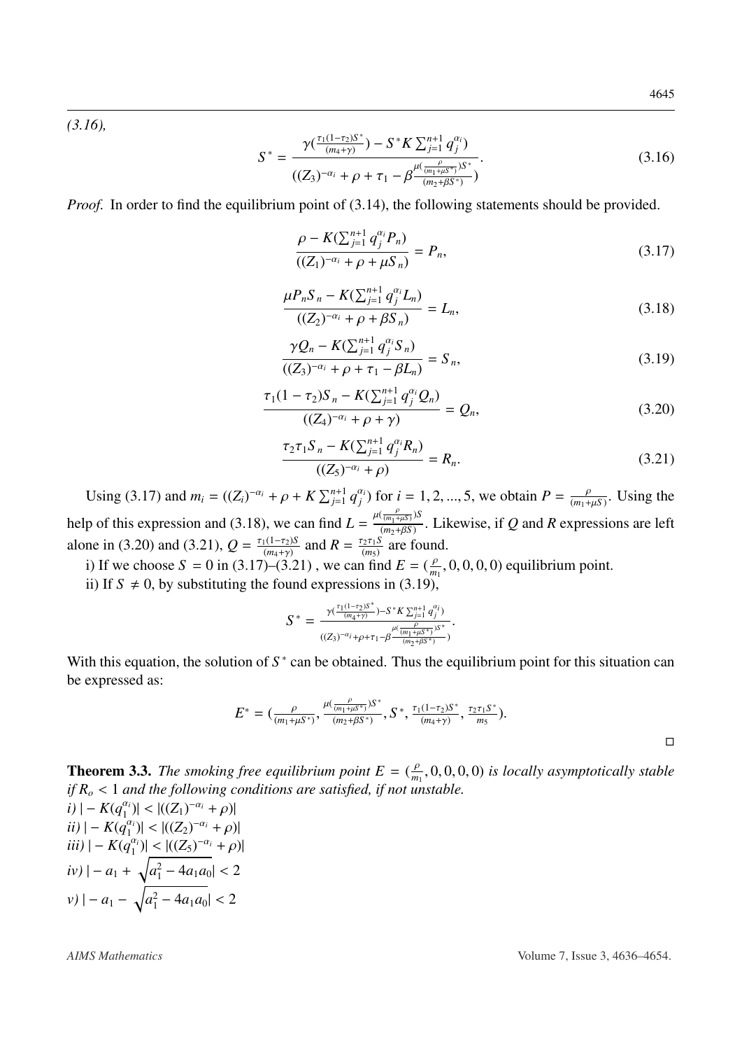*(3.16),*

$$S^* = \frac{\gamma(\frac{\tau_1(1-\tau_2)S^*}{(m_4+\gamma)}) - S^* K \sum_{j=1}^{n+1} q_j^{\alpha_i})}{((Z_3)^{-\alpha_i} + \rho + \tau_1 - \beta \frac{\mu(\frac{\rho}{(m_1+\mu S^*)})S^*}{(m_2+\beta S^*)})}. \tag{3.16}$$

*Proof.* In order to find the equilibrium point of (3.14), the following statements should be provided.

$$\frac{\rho - K(\sum_{j=1}^{n+1} q_j^{\alpha_i} P_n)}{((Z_1)^{-\alpha_i} + \rho + \mu S_n)} = P_n, \tag{3.17}$$

$$\frac{\mu P_n S_n - K(\sum_{j=1}^{n+1} q_j^{\alpha_i} L_n)}{((Z_2)^{-\alpha_i} + \rho + \beta S_n)} = L_n, \tag{3.18}$$

$$\frac{\gamma Q_n - K(\sum_{j=1}^{n+1} q_j^{\alpha_i} S_n)}{((Z_3)^{-\alpha_i} + \rho + \tau_1 - \beta L_n)} = S_n, \tag{3.19}$$

$$\frac{\tau_1(1-\tau_2)S_n - K(\sum_{j=1}^{n+1} q_j^{\alpha_i} Q_n)}{((Z_4)^{-\alpha_i} + \rho + \gamma)} = Q_n, \tag{3.20}$$

$$\frac{\tau_2\tau_1 S_n - K(\sum_{j=1}^{n+1} q_j^{\alpha_i} R_n)}{((Z_5)^{-\alpha_i} + \rho)} = R_n. \tag{3.21}$$

Using (3.17) and $m_i = ((Z_i)^{-\alpha_i} + \rho + K\sum_{j=1}^{n+1} q_j^{\alpha_i})$ for $i = 1, 2, ..., 5$, we obtain $P = \frac{\rho}{(m_1+\mu S)}$. Using the help of this expression and (3.18), we can find $L = \frac{\mu(\frac{\rho}{(m_1+\mu S)})S}{(m_2+\beta S)}$. Likewise, if $Q$ and $R$ expressions are left alone in (3.20) and (3.21), $Q = \frac{\tau_1(1-\tau_2)S}{(m_4+\gamma)}$ and $R = \frac{\tau_2\tau_1 S}{(m_5)}$ are found.

i) If we choose $S = 0$ in (3.17)–(3.21) , we can find $E = (\frac{\rho}{m_1}, 0, 0, 0, 0)$ equilibrium point.

ii) If $S \neq 0$, by substituting the found expressions in (3.19),

$$S^* = \frac{\gamma(\frac{\tau_1(1-\tau_2)S^*}{(m_4+\gamma)}) - S^* K \sum_{j=1}^{n+1} q_j^{\alpha_i})}{((Z_3)^{-\alpha_i} + \rho + \tau_1 - \beta \frac{\mu(\frac{\rho}{(m_1+\mu S^*)})S^*}{(m_2+\beta S^*)})}.$$

With this equation, the solution of $S^*$ can be obtained. Thus the equilibrium point for this situation can be expressed as:

$$E^* = (\frac{\rho}{(m_1+\mu S^*)}, \frac{\mu(\frac{\rho}{(m_1+\mu S^*)})S^*}{(m_2+\beta S^*)}, S^*, \frac{\tau_1(1-\tau_2)S^*}{(m_4+\gamma)}, \frac{\tau_2\tau_1 S^*}{m_5}).$$

□

**Theorem 3.3.** *The smoking free equilibrium point $E = (\frac{\rho}{m_1}, 0, 0, 0, 0)$ is locally asymptotically stable if $R_o < 1$ and the following conditions are satisfied, if not unstable.*

*i)* $|-K(q_1^{\alpha_i})| < |((Z_1)^{-\alpha_i} + \rho)|$

*ii)* $|-K(q_1^{\alpha_i})| < |((Z_2)^{-\alpha_i} + \rho)|$

*iii)* $|-K(q_1^{\alpha_i})| < |((Z_5)^{-\alpha_i} + \rho)|$

*iv)* $|-a_1 + \sqrt{a_1^2 - 4a_1a_0}| < 2$

*v)* $|-a_1 - \sqrt{a_1^2 - 4a_1a_0}| < 2$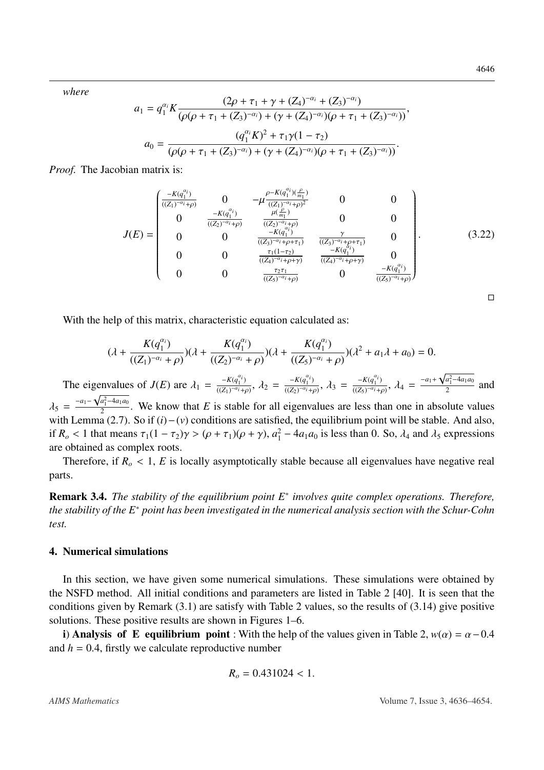*where*

$$a_1 = q_1^{\alpha_i} K \frac{(2\rho + \tau_1 + \gamma + (Z_4)^{-\alpha_i} + (Z_3)^{-\alpha_i})}{(\rho(\rho + \tau_1 + (Z_3)^{-\alpha_i}) + (\gamma + (Z_4)^{-\alpha_i})(\rho + \tau_1 + (Z_3)^{-\alpha_i}))},$$

$$a_0 = \frac{(q_1^{\alpha_i} K)^2 + \tau_1 \gamma (1 - \tau_2)}{(\rho(\rho + \tau_1 + (Z_3)^{-\alpha_i}) + (\gamma + (Z_4)^{-\alpha_i})(\rho + \tau_1 + (Z_3)^{-\alpha_i}))}.$$

*Proof.* The Jacobian matrix is:

$$J(E) = \begin{pmatrix} \frac{-K(q_1^{\alpha_i})}{((Z_1)^{-\alpha_i}+\rho)} & 0 & -\mu \frac{\rho - K(q_1^{\alpha_i})(\frac{\rho}{m_1})}{((Z_1)^{-\alpha_i}+\rho)^2} & 0 & 0 \\ 0 & \frac{-K(q_1^{\alpha_i})}{((Z_2)^{-\alpha_i}+\rho)} & \frac{\mu(\frac{\rho}{m_1})}{((Z_2)^{-\alpha_i}+\rho)} & 0 & 0 \\ 0 & 0 & \frac{-K(q_1^{\alpha_i})}{((Z_3)^{-\alpha_i}+\rho+\tau_1)} & \frac{\gamma}{((Z_3)^{-\alpha_i}+\rho+\tau_1)} & 0 \\ 0 & 0 & \frac{\tau_1(1-\tau_2)}{((Z_4)^{-\alpha_i}+\rho+\gamma)} & \frac{-K(q_1^{\alpha_i})}{((Z_4)^{-\alpha_i}+\rho+\gamma)} & 0 \\ 0 & 0 & \frac{\tau_2 \tau_1}{((Z_5)^{-\alpha_i}+\rho)} & 0 & \frac{-K(q_1^{\alpha_i})}{((Z_5)^{-\alpha_i}+\rho)} \end{pmatrix}. \tag{3.22}$$

□

With the help of this matrix, characteristic equation calculated as:

$$(\lambda + \frac{K(q_1^{\alpha_i})}{((Z_1)^{-\alpha_i} + \rho)})(\lambda + \frac{K(q_1^{\alpha_i})}{((Z_2)^{-\alpha_i} + \rho)})(\lambda + \frac{K(q_1^{\alpha_i})}{((Z_5)^{-\alpha_i} + \rho)})(\lambda^2 + a_1 \lambda + a_0) = 0.$$

The eigenvalues of $J(E)$ are $\lambda_1 = \frac{-K(q_1^{\alpha_i})}{((Z_1)^{-\alpha_i}+\rho)}$, $\lambda_2 = \frac{-K(q_1^{\alpha_i})}{((Z_2)^{-\alpha_i}+\rho)}$, $\lambda_3 = \frac{-K(q_1^{\alpha_i})}{((Z_5)^{-\alpha_i}+\rho)}$, $\lambda_4 = \frac{-a_1 + \sqrt{a_1^2 - 4a_1 a_0}}{2}$ and $\lambda_5 = \frac{-a_1 - \sqrt{a_1^2 - 4a_1 a_0}}{2}$. We know that $E$ is stable for all eigenvalues are less than one in absolute values with Lemma (2.7). So if $(i)-(v)$ conditions are satisfied, the equilibrium point will be stable. And also, if $R_o < 1$ that means $\tau_1(1-\tau_2)\gamma > (\rho + \tau_1)(\rho + \gamma)$, $a_1^2 - 4a_1 a_0$ is less than 0. So, $\lambda_4$ and $\lambda_5$ expressions are obtained as complex roots.

Therefore, if $R_o < 1$, $E$ is locally asymptotically stable because all eigenvalues have negative real parts.

**Remark 3.4.** *The stability of the equilibrium point $E^*$ involves quite complex operations. Therefore, the stability of the $E^*$ point has been investigated in the numerical analysis section with the Schur-Cohn test.*

## 4. Numerical simulations

In this section, we have given some numerical simulations. These simulations were obtained by the NSFD method. All initial conditions and parameters are listed in Table 2 [40]. It is seen that the conditions given by Remark (3.1) are satisfy with Table 2 values, so the results of (3.14) give positive solutions. These positive results are shown in Figures 1–6.

**i**) **Analysis of E equilibrium point** : With the help of the values given in Table 2, $w(\alpha) = \alpha - 0.4$ and $h = 0.4$, firstly we calculate reproductive number

$$R_o = 0.431024 < 1.$$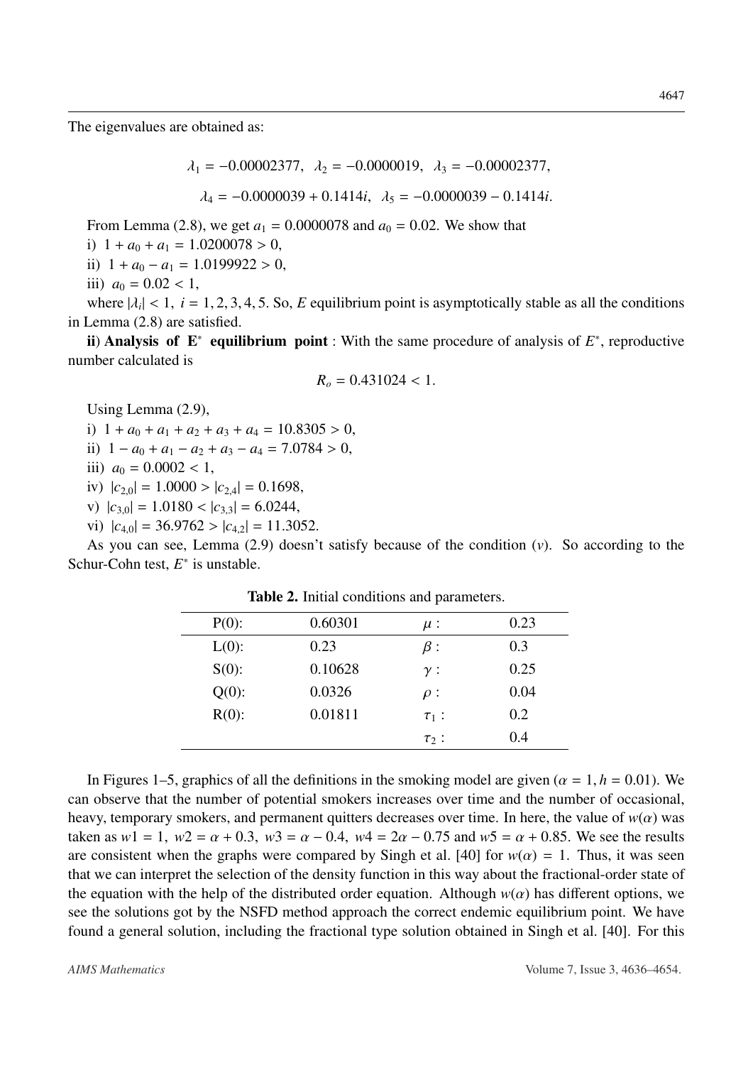The eigenvalues are obtained as:

$$\lambda_1 = -0.00002377, \quad \lambda_2 = -0.0000019, \quad \lambda_3 = -0.00002377,$$

$$\lambda_4 = -0.0000039 + 0.1414i, \quad \lambda_5 = -0.0000039 - 0.1414i.$$

From Lemma (2.8), we get $a_1 = 0.0000078$ and $a_0 = 0.02$. We show that

i) $1 + a_0 + a_1 = 1.0200078 > 0$,

ii) $1 + a_0 - a_1 = 1.0199922 > 0$,

iii) $a_0 = 0.02 < 1$,

where $|\lambda_i| < 1, \ i = 1, 2, 3, 4, 5$. So, $E$ equilibrium point is asymptotically stable as all the conditions in Lemma (2.8) are satisfied.

**ii) Analysis of $\mathbf{E}^*$ equilibrium point** : With the same procedure of analysis of $E^*$, reproductive number calculated is

$$R_o = 0.431024 < 1.$$

Using Lemma (2.9),

i) $1 + a_0 + a_1 + a_2 + a_3 + a_4 = 10.8305 > 0$,

ii) $1 - a_0 + a_1 - a_2 + a_3 - a_4 = 7.0784 > 0$,

iii) $a_0 = 0.0002 < 1$,

iv) $|c_{2,0}| = 1.0000 > |c_{2,4}| = 0.1698$,

v) $|c_{3,0}| = 1.0180 < |c_{3,3}| = 6.0244$,

vi) $|c_{4,0}| = 36.9762 > |c_{4,2}| = 11.3052$.

As you can see, Lemma (2.9) doesn't satisfy because of the condition ($v$). So according to the Schur-Cohn test, $E^*$ is unstable.

**Table 2.** Initial conditions and parameters.

| | | | |
|---|---|---|---|
| P(0): | 0.60301 | $\mu$ : | 0.23 |
| L(0): | 0.23 | $\beta$ : | 0.3 |
| S(0): | 0.10628 | $\gamma$ : | 0.25 |
| Q(0): | 0.0326 | $\rho$ : | 0.04 |
| R(0): | 0.01811 | $\tau_1$ : | 0.2 |
| | | $\tau_2$ : | 0.4 |

In Figures 1–5, graphics of all the definitions in the smoking model are given ($\alpha = 1, h = 0.01$). We can observe that the number of potential smokers increases over time and the number of occasional, heavy, temporary smokers, and permanent quitters decreases over time. In here, the value of $w(\alpha)$ was taken as $w1 = 1$, $w2 = \alpha + 0.3$, $w3 = \alpha - 0.4$, $w4 = 2\alpha - 0.75$ and $w5 = \alpha + 0.85$. We see the results are consistent when the graphs were compared by Singh et al. [40] for $w(\alpha) = 1$. Thus, it was seen that we can interpret the selection of the density function in this way about the fractional-order state of the equation with the help of the distributed order equation. Although $w(\alpha)$ has different options, we see the solutions got by the NSFD method approach the correct endemic equilibrium point. We have found a general solution, including the fractional type solution obtained in Singh et al. [40]. For this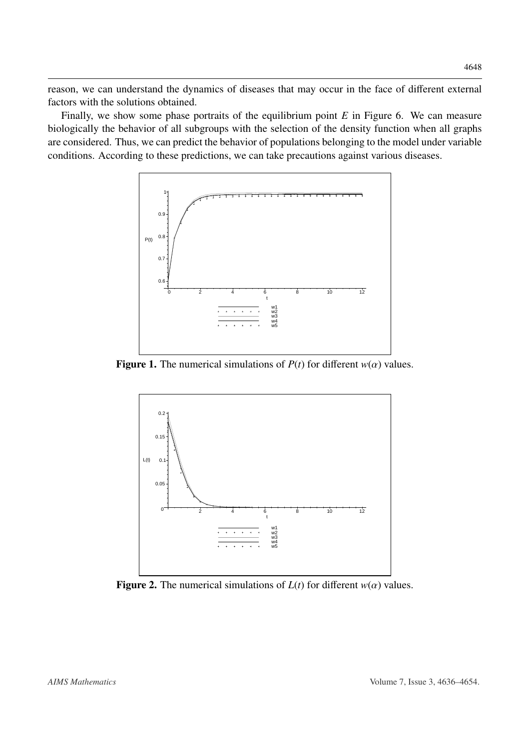reason, we can understand the dynamics of diseases that may occur in the face of different external factors with the solutions obtained.

Finally, we show some phase portraits of the equilibrium point $E$ in Figure 6. We can measure biologically the behavior of all subgroups with the selection of the density function when all graphs are considered. Thus, we can predict the behavior of populations belonging to the model under variable conditions. According to these predictions, we can take precautions against various diseases.

**Figure 1.** The numerical simulations of $P(t)$ for different $w(\alpha)$ values.

**Figure 2.** The numerical simulations of $L(t)$ for different $w(\alpha)$ values.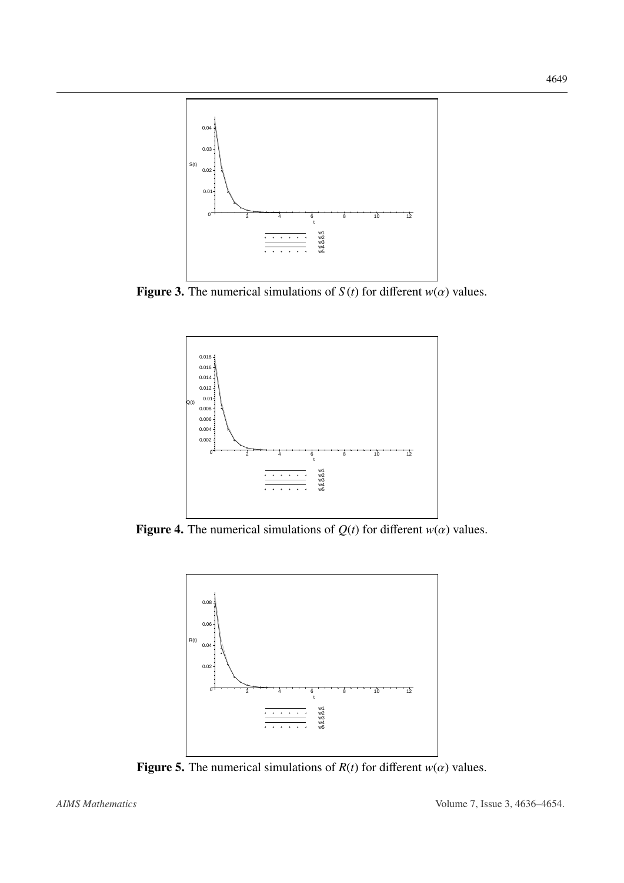**Figure 3.** The numerical simulations of $S(t)$ for different $w(\alpha)$ values.

**Figure 4.** The numerical simulations of $Q(t)$ for different $w(\alpha)$ values.

**Figure 5.** The numerical simulations of $R(t)$ for different $w(\alpha)$ values.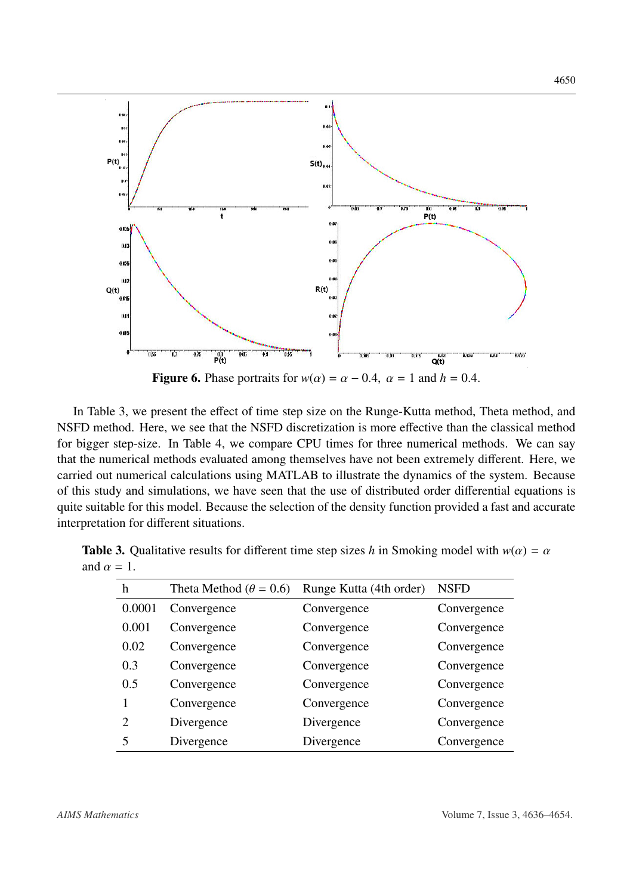**Figure 6.** Phase portraits for $w(\alpha) = \alpha - 0.4,\ \alpha = 1$ and $h = 0.4$.

In Table 3, we present the effect of time step size on the Runge-Kutta method, Theta method, and NSFD method. Here, we see that the NSFD discretization is more effective than the classical method for bigger step-size. In Table 4, we compare CPU times for three numerical methods. We can say that the numerical methods evaluated among themselves have not been extremely different. Here, we carried out numerical calculations using MATLAB to illustrate the dynamics of the system. Because of this study and simulations, we have seen that the use of distributed order differential equations is quite suitable for this model. Because the selection of the density function provided a fast and accurate interpretation for different situations.

**Table 3.** Qualitative results for different time step sizes $h$ in Smoking model with $w(\alpha) = \alpha$ and $\alpha = 1$.

| h | Theta Method ($\theta = 0.6$) | Runge Kutta (4th order) | NSFD |
|---|---|---|---|
| 0.0001 | Convergence | Convergence | Convergence |
| 0.001 | Convergence | Convergence | Convergence |
| 0.02 | Convergence | Convergence | Convergence |
| 0.3 | Convergence | Convergence | Convergence |
| 0.5 | Convergence | Convergence | Convergence |
| 1 | Convergence | Convergence | Convergence |
| 2 | Divergence | Divergence | Convergence |
| 5 | Divergence | Divergence | Convergence |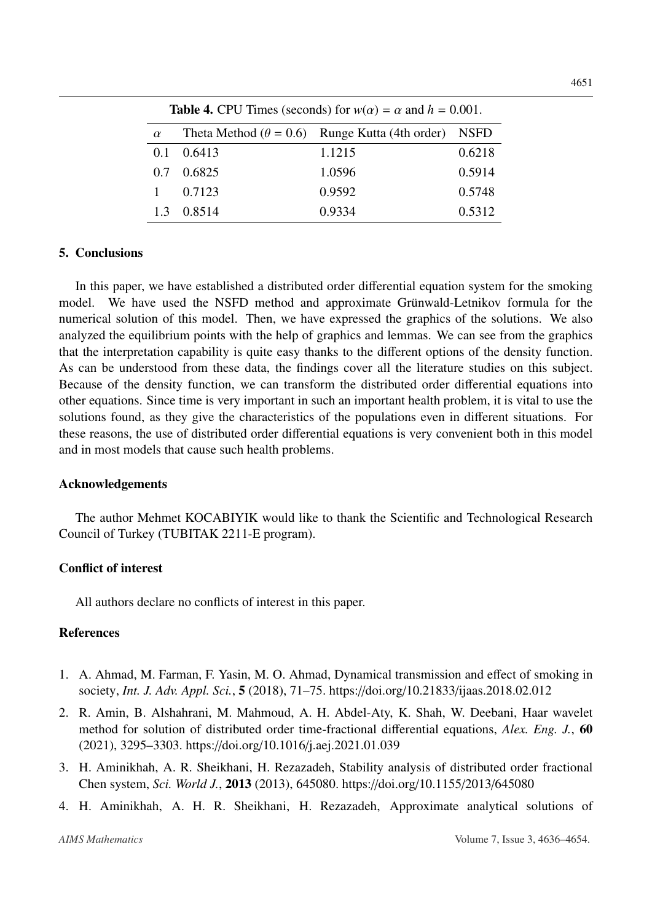**Table 4.** CPU Times (seconds) for $w(\alpha) = \alpha$ and $h = 0.001$.

| $\alpha$ | Theta Method ($\theta = 0.6$) | Runge Kutta (4th order) | NSFD |
|---|---|---|---|
| 0.1 | 0.6413 | 1.1215 | 0.6218 |
| 0.7 | 0.6825 | 1.0596 | 0.5914 |
| 1 | 0.7123 | 0.9592 | 0.5748 |
| 1.3 | 0.8514 | 0.9334 | 0.5312 |

## 5. Conclusions

In this paper, we have established a distributed order differential equation system for the smoking model. We have used the NSFD method and approximate Grünwald-Letnikov formula for the numerical solution of this model. Then, we have expressed the graphics of the solutions. We also analyzed the equilibrium points with the help of graphics and lemmas. We can see from the graphics that the interpretation capability is quite easy thanks to the different options of the density function. As can be understood from these data, the findings cover all the literature studies on this subject. Because of the density function, we can transform the distributed order differential equations into other equations. Since time is very important in such an important health problem, it is vital to use the solutions found, as they give the characteristics of the populations even in different situations. For these reasons, the use of distributed order differential equations is very convenient both in this model and in most models that cause such health problems.

## Acknowledgements

The author Mehmet KOCABIYIK would like to thank the Scientific and Technological Research Council of Turkey (TUBITAK 2211-E program).

## Conflict of interest

All authors declare no conflicts of interest in this paper.

## References

1. A. Ahmad, M. Farman, F. Yasin, M. O. Ahmad, Dynamical transmission and effect of smoking in society, *Int. J. Adv. Appl. Sci.*, **5** (2018), 71–75. https://doi.org/10.21833/ijaas.2018.02.012
2. R. Amin, B. Alshahrani, M. Mahmoud, A. H. Abdel-Aty, K. Shah, W. Deebani, Haar wavelet method for solution of distributed order time-fractional differential equations, *Alex. Eng. J.*, **60** (2021), 3295–3303. https://doi.org/10.1016/j.aej.2021.01.039
3. H. Aminikhah, A. R. Sheikhani, H. Rezazadeh, Stability analysis of distributed order fractional Chen system, *Sci. World J.*, **2013** (2013), 645080. https://doi.org/10.1155/2013/645080
4. H. Aminikhah, A. H. R. Sheikhani, H. Rezazadeh, Approximate analytical solutions of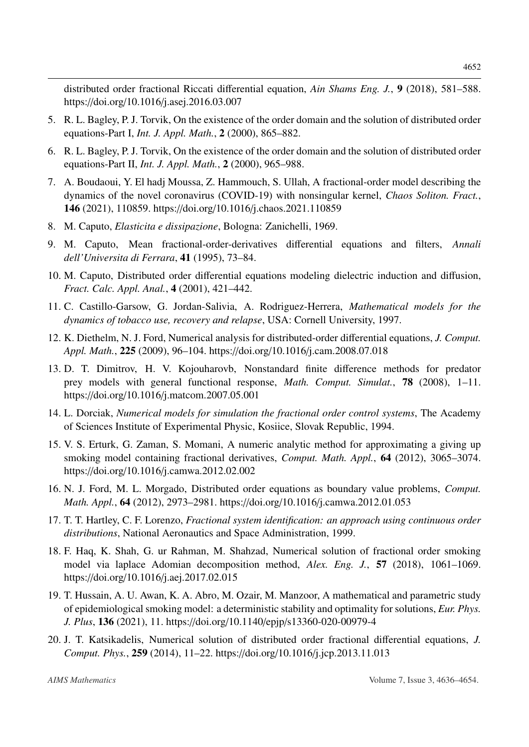distributed order fractional Riccati differential equation, *Ain Shams Eng. J.*, **9** (2018), 581–588. https://doi.org/10.1016/j.asej.2016.03.007

5. R. L. Bagley, P. J. Torvik, On the existence of the order domain and the solution of distributed order equations-Part I, *Int. J. Appl. Math.*, **2** (2000), 865–882.

6. R. L. Bagley, P. J. Torvik, On the existence of the order domain and the solution of distributed order equations-Part II, *Int. J. Appl. Math.*, **2** (2000), 965–988.

7. A. Boudaoui, Y. El hadj Moussa, Z. Hammouch, S. Ullah, A fractional-order model describing the dynamics of the novel coronavirus (COVID-19) with nonsingular kernel, *Chaos Soliton. Fract.*, **146** (2021), 110859. https://doi.org/10.1016/j.chaos.2021.110859

8. M. Caputo, *Elasticita e dissipazione*, Bologna: Zanichelli, 1969.

9. M. Caputo, Mean fractional-order-derivatives differential equations and filters, *Annali dell'Universita di Ferrara*, **41** (1995), 73–84.

10. M. Caputo, Distributed order differential equations modeling dielectric induction and diffusion, *Fract. Calc. Appl. Anal.*, **4** (2001), 421–442.

11. C. Castillo-Garsow, G. Jordan-Salivia, A. Rodriguez-Herrera, *Mathematical models for the dynamics of tobacco use, recovery and relapse*, USA: Cornell University, 1997.

12. K. Diethelm, N. J. Ford, Numerical analysis for distributed-order differential equations, *J. Comput. Appl. Math.*, **225** (2009), 96–104. https://doi.org/10.1016/j.cam.2008.07.018

13. D. T. Dimitrov, H. V. Kojouharovb, Nonstandard finite difference methods for predator prey models with general functional response, *Math. Comput. Simulat.*, **78** (2008), 1–11. https://doi.org/10.1016/j.matcom.2007.05.001

14. L. Dorciak, *Numerical models for simulation the fractional order control systems*, The Academy of Sciences Institute of Experimental Physic, Kosiice, Slovak Republic, 1994.

15. V. S. Erturk, G. Zaman, S. Momani, A numeric analytic method for approximating a giving up smoking model containing fractional derivatives, *Comput. Math. Appl.*, **64** (2012), 3065–3074. https://doi.org/10.1016/j.camwa.2012.02.002

16. N. J. Ford, M. L. Morgado, Distributed order equations as boundary value problems, *Comput. Math. Appl.*, **64** (2012), 2973–2981. https://doi.org/10.1016/j.camwa.2012.01.053

17. T. T. Hartley, C. F. Lorenzo, *Fractional system identification: an approach using continuous order distributions*, National Aeronautics and Space Administration, 1999.

18. F. Haq, K. Shah, G. ur Rahman, M. Shahzad, Numerical solution of fractional order smoking model via laplace Adomian decomposition method, *Alex. Eng. J.*, **57** (2018), 1061–1069. https://doi.org/10.1016/j.aej.2017.02.015

19. T. Hussain, A. U. Awan, K. A. Abro, M. Ozair, M. Manzoor, A mathematical and parametric study of epidemiological smoking model: a deterministic stability and optimality for solutions, *Eur. Phys. J. Plus*, **136** (2021), 11. https://doi.org/10.1140/epjp/s13360-020-00979-4

20. J. T. Katsikadelis, Numerical solution of distributed order fractional differential equations, *J. Comput. Phys.*, **259** (2014), 11–22. https://doi.org/10.1016/j.jcp.2013.11.013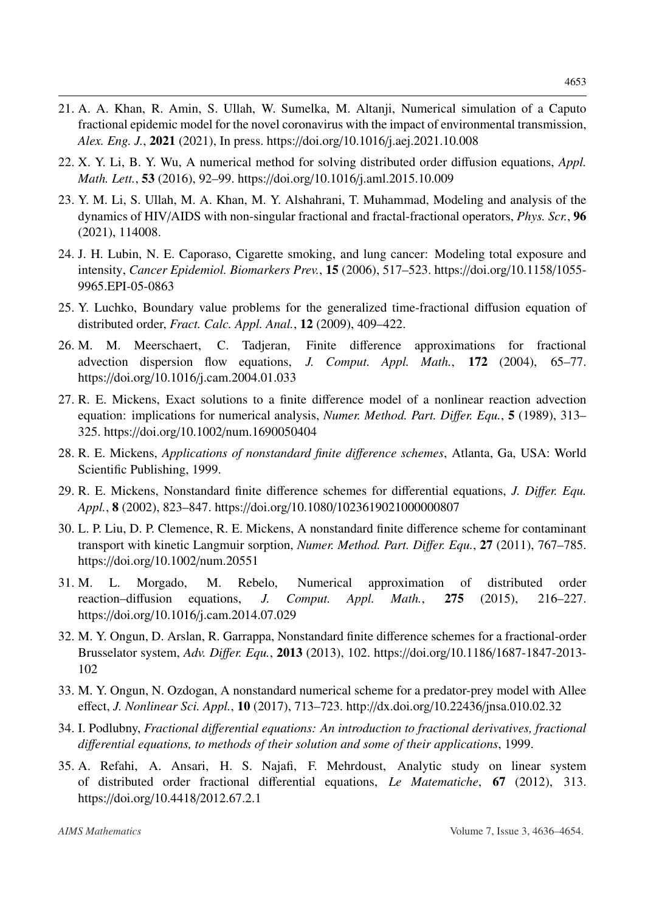21. A. A. Khan, R. Amin, S. Ullah, W. Sumelka, M. Altanji, Numerical simulation of a Caputo fractional epidemic model for the novel coronavirus with the impact of environmental transmission, *Alex. Eng. J.*, **2021** (2021), In press. https://doi.org/10.1016/j.aej.2021.10.008

22. X. Y. Li, B. Y. Wu, A numerical method for solving distributed order diffusion equations, *Appl. Math. Lett.*, **53** (2016), 92–99. https://doi.org/10.1016/j.aml.2015.10.009

23. Y. M. Li, S. Ullah, M. A. Khan, M. Y. Alshahrani, T. Muhammad, Modeling and analysis of the dynamics of HIV/AIDS with non-singular fractional and fractal-fractional operators, *Phys. Scr.*, **96** (2021), 114008.

24. J. H. Lubin, N. E. Caporaso, Cigarette smoking, and lung cancer: Modeling total exposure and intensity, *Cancer Epidemiol. Biomarkers Prev.*, **15** (2006), 517–523. https://doi.org/10.1158/1055-9965.EPI-05-0863

25. Y. Luchko, Boundary value problems for the generalized time-fractional diffusion equation of distributed order, *Fract. Calc. Appl. Anal.*, **12** (2009), 409–422.

26. M. M. Meerschaert, C. Tadjeran, Finite difference approximations for fractional advection dispersion flow equations, *J. Comput. Appl. Math.*, **172** (2004), 65–77. https://doi.org/10.1016/j.cam.2004.01.033

27. R. E. Mickens, Exact solutions to a finite difference model of a nonlinear reaction advection equation: implications for numerical analysis, *Numer. Method. Part. Differ. Equ.*, **5** (1989), 313–325. https://doi.org/10.1002/num.1690050404

28. R. E. Mickens, *Applications of nonstandard finite difference schemes*, Atlanta, Ga, USA: World Scientific Publishing, 1999.

29. R. E. Mickens, Nonstandard finite difference schemes for differential equations, *J. Differ. Equ. Appl.*, **8** (2002), 823–847. https://doi.org/10.1080/1023619021000000807

30. L. P. Liu, D. P. Clemence, R. E. Mickens, A nonstandard finite difference scheme for contaminant transport with kinetic Langmuir sorption, *Numer. Method. Part. Differ. Equ.*, **27** (2011), 767–785. https://doi.org/10.1002/num.20551

31. M. L. Morgado, M. Rebelo, Numerical approximation of distributed order reaction–diffusion equations, *J. Comput. Appl. Math.*, **275** (2015), 216–227. https://doi.org/10.1016/j.cam.2014.07.029

32. M. Y. Ongun, D. Arslan, R. Garrappa, Nonstandard finite difference schemes for a fractional-order Brusselator system, *Adv. Differ. Equ.*, **2013** (2013), 102. https://doi.org/10.1186/1687-1847-2013-102

33. M. Y. Ongun, N. Ozdogan, A nonstandard numerical scheme for a predator-prey model with Allee effect, *J. Nonlinear Sci. Appl.*, **10** (2017), 713–723. http://dx.doi.org/10.22436/jnsa.010.02.32

34. I. Podlubny, *Fractional differential equations: An introduction to fractional derivatives, fractional differential equations, to methods of their solution and some of their applications*, 1999.

35. A. Refahi, A. Ansari, H. S. Najafi, F. Mehrdoust, Analytic study on linear system of distributed order fractional differential equations, *Le Matematiche*, **67** (2012), 313. https://doi.org/10.4418/2012.67.2.1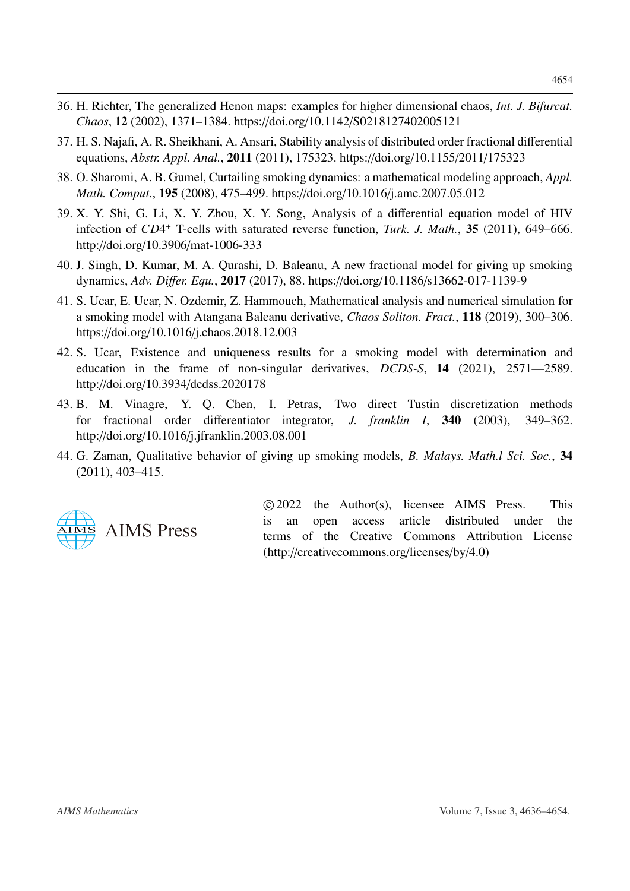36. H. Richter, The generalized Henon maps: examples for higher dimensional chaos, *Int. J. Bifurcat. Chaos*, **12** (2002), 1371–1384. https://doi.org/10.1142/S0218127402005121

37. H. S. Najafi, A. R. Sheikhani, A. Ansari, Stability analysis of distributed order fractional differential equations, *Abstr. Appl. Anal.*, **2011** (2011), 175323. https://doi.org/10.1155/2011/175323

38. O. Sharomi, A. B. Gumel, Curtailing smoking dynamics: a mathematical modeling approach, *Appl. Math. Comput.*, **195** (2008), 475–499. https://doi.org/10.1016/j.amc.2007.05.012

39. X. Y. Shi, G. Li, X. Y. Zhou, X. Y. Song, Analysis of a differential equation model of HIV infection of $CD4^{+}$ T-cells with saturated reverse function, *Turk. J. Math.*, **35** (2011), 649–666. http://doi.org/10.3906/mat-1006-333

40. J. Singh, D. Kumar, M. A. Qurashi, D. Baleanu, A new fractional model for giving up smoking dynamics, *Adv. Differ. Equ.*, **2017** (2017), 88. https://doi.org/10.1186/s13662-017-1139-9

41. S. Ucar, E. Ucar, N. Ozdemir, Z. Hammouch, Mathematical analysis and numerical simulation for a smoking model with Atangana Baleanu derivative, *Chaos Soliton. Fract.*, **118** (2019), 300–306. https://doi.org/10.1016/j.chaos.2018.12.003

42. S. Ucar, Existence and uniqueness results for a smoking model with determination and education in the frame of non-singular derivatives, *DCDS-S*, **14** (2021), 2571—2589. http://doi.org/10.3934/dcdss.2020178

43. B. M. Vinagre, Y. Q. Chen, I. Petras, Two direct Tustin discretization methods for fractional order differentiator integrator, *J. franklin I*, **340** (2003), 349–362. http://doi.org/10.1016/j.jfranklin.2003.08.001

44. G. Zaman, Qualitative behavior of giving up smoking models, *B. Malays. Math.l Sci. Soc.*, **34** (2011), 403–415.

AIMS Press

© 2022 the Author(s), licensee AIMS Press. This is an open access article distributed under the terms of the Creative Commons Attribution License (http://creativecommons.org/licenses/by/4.0)